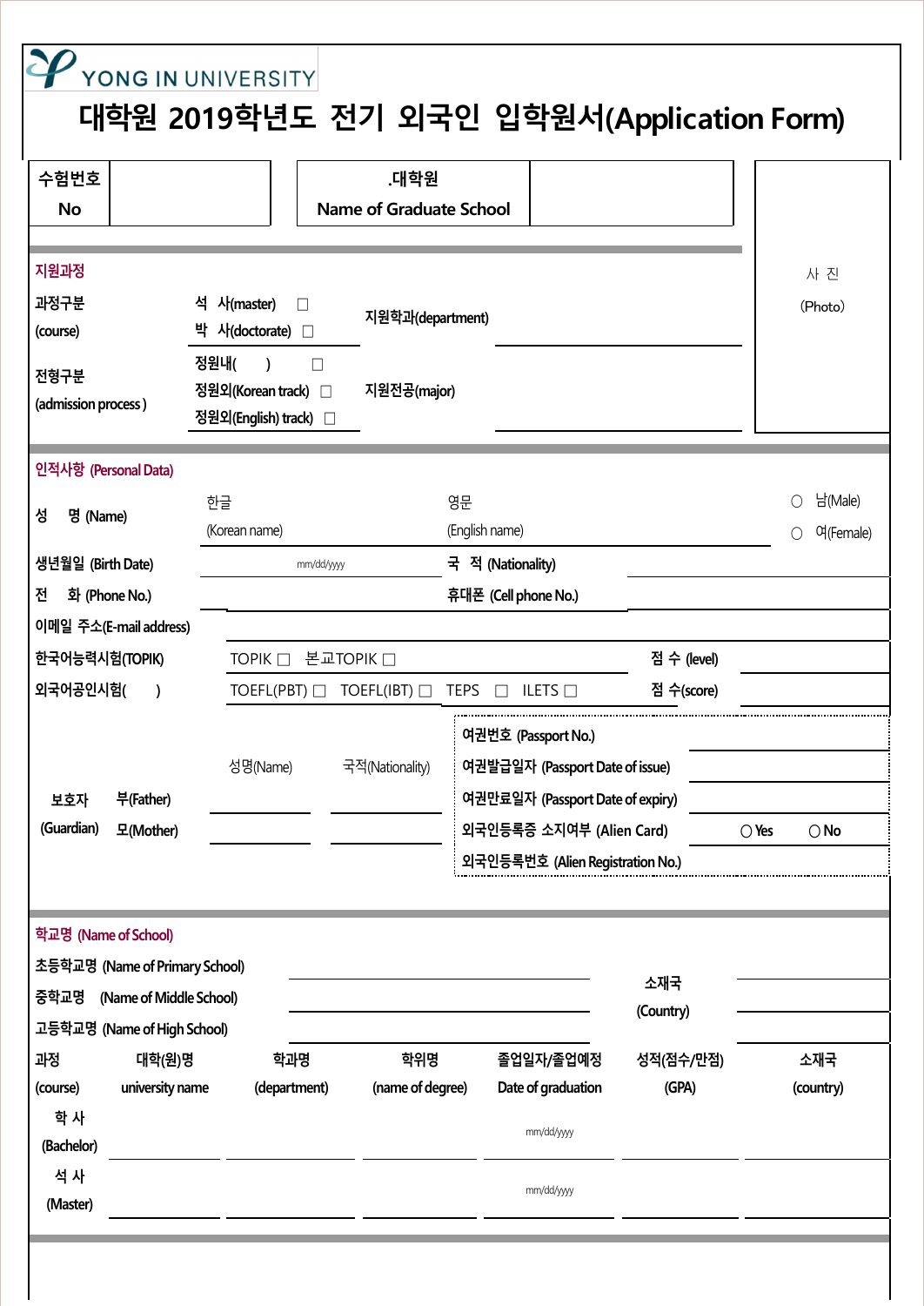YONG IN UNIVERSITY

# 대학원 2019학년도 전기 외국인 입학원서(Application Form)

| 수험번호 No | | .대학원 Name of Graduate School | | 사 진 (Photo) |
|---|---|---|---|---|

## 지원과정

| | | | |
|---|---|---|---|
| 과정구분 (course) | 석 사(master) ☐<br>박 사(doctorate) ☐ | 지원학과(department) | |
| 전형구분 (admission process ) | 정원내( ) ☐<br>정원외(Korean track) ☐<br>정원외(English) track) ☐ | 지원전공(major) | |

## 인적사항 (Personal Data)

| | | | | |
|---|---|---|---|---|
| 성 명 (Name) | 한글 (Korean name) | 영문 (English name) | | ○ 남(Male)<br>○ 여(Female) |
| 생년월일 (Birth Date) | mm/dd/yyyy | 국 적 (Nationality) | | |
| 전 화 (Phone No.) | | 휴대폰 (Cell phone No.) | | |
| 이메일 주소(E-mail address) | | | | |
| 한국어능력시험(TOPIK) | TOPIK ☐ 본교TOPIK ☐ | | 점 수 (level) | |
| 외국어공인시험( ) | TOEFL(PBT) ☐ TOEFL(IBT) ☐ TEPS ☐ ILETS ☐ | | 점 수(score) | |

| 보호자 (Guardian) | | 성명(Name) | 국적(Nationality) | | | |
|---|---|---|---|---|---|---|
| | | | | 여권번호 (Passport No.) | | |
| | | | | 여권발급일자 (Passport Date of issue) | | |
| | 부(Father) | | | 여권만료일자 (Passport Date of expiry) | | |
| | 모(Mother) | | | 외국인등록증 소지여부 (Alien Card) | ○ Yes | ○ No |
| | | | | 외국인등록번호 (Alien Registration No.) | | |

## 학교명 (Name of School)

| | | | |
|---|---|---|---|
| 초등학교명 (Name of Primary School) | | 소재국 (Country) | |
| 중학교명 (Name of Middle School) | | | |
| 고등학교명 (Name of High School) | | | |

| 과정 (course) | 대학(원)명 university name | 학과명 (department) | 학위명 (name of degree) | 졸업일자/졸업예정 Date of graduation | 성적(점수/만점) (GPA) | 소재국 (country) |
|---|---|---|---|---|---|---|
| 학 사 (Bachelor) | | | | mm/dd/yyyy | | |
| 석 사 (Master) | | | | mm/dd/yyyy | | |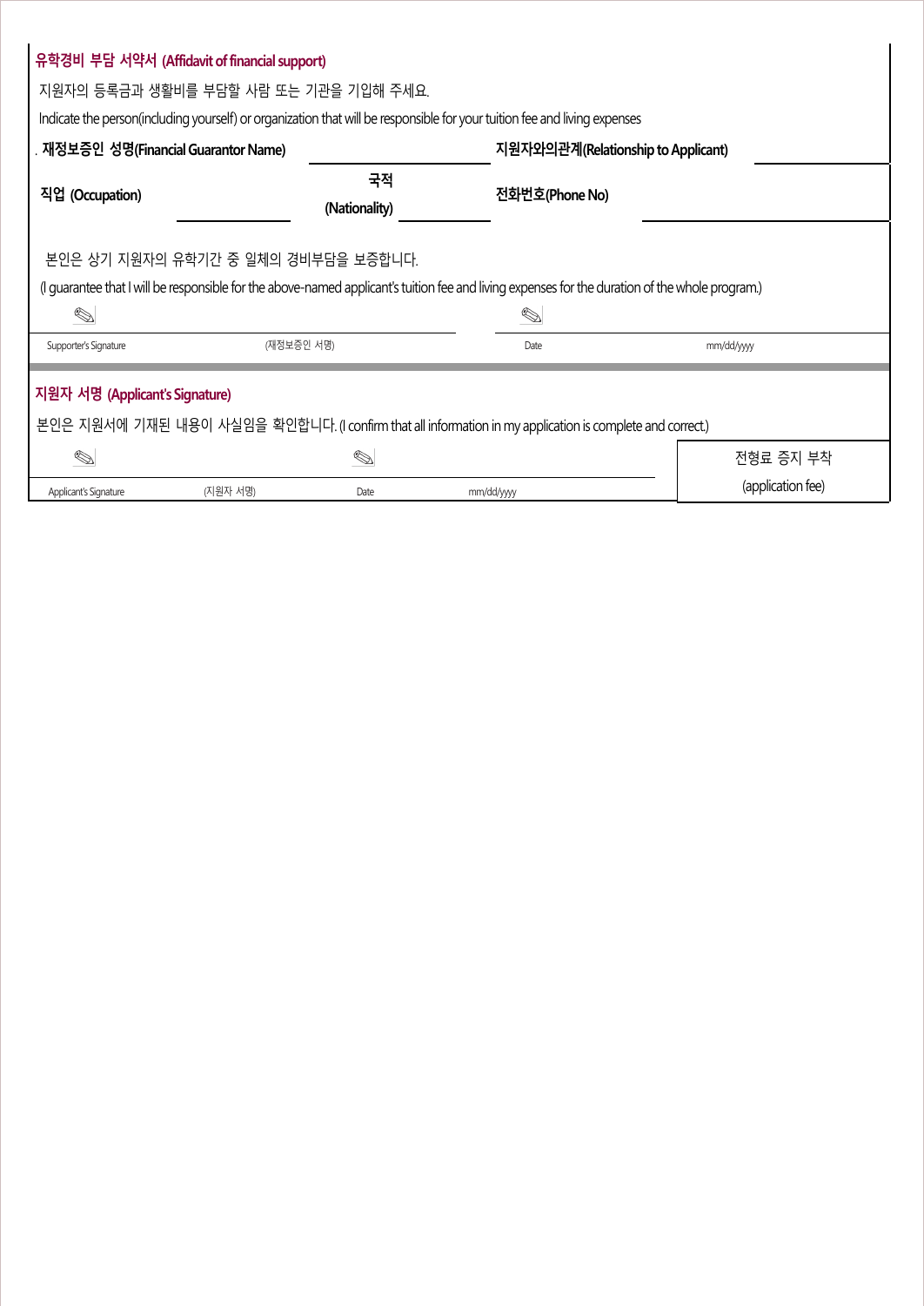## 유학경비 부담 서약서 (Affidavit of financial support)

지원자의 등록금과 생활비를 부담할 사람 또는 기관을 기입해 주세요.

Indicate the person(including yourself) or organization that will be responsible for your tuition fee and living expenses

| | | | | | |
|---|---|---|---|---|---|
| . **재정보증인 성명(Financial Guarantor Name)** | | | **지원자와의관계(Relationship to Applicant)** | |
| **직업 (Occupation)** | | **국적 (Nationality)** | | **전화번호(Phone No)** | |

본인은 상기 지원자의 유학기간 중 일체의 경비부담을 보증합니다.

(I guarantee that I will be responsible for the above-named applicant's tuition fee and living expenses for the duration of the whole program.)

✎ ✎

| | | | |
|---|---|---|---|
| Supporter's Signature | (재정보증인 서명) | Date | mm/dd/yyyy |

## 지원자 서명 (Applicant's Signature)

본인은 지원서에 기재된 내용이 사실임을 확인합니다. (I confirm that all information in my application is complete and correct.)

✎ ✎

| | | | | |
|---|---|---|---|---|
| Applicant's Signature | (지원자 서명) | Date | mm/dd/yyyy | 전형료 증지 부착 (application fee) |